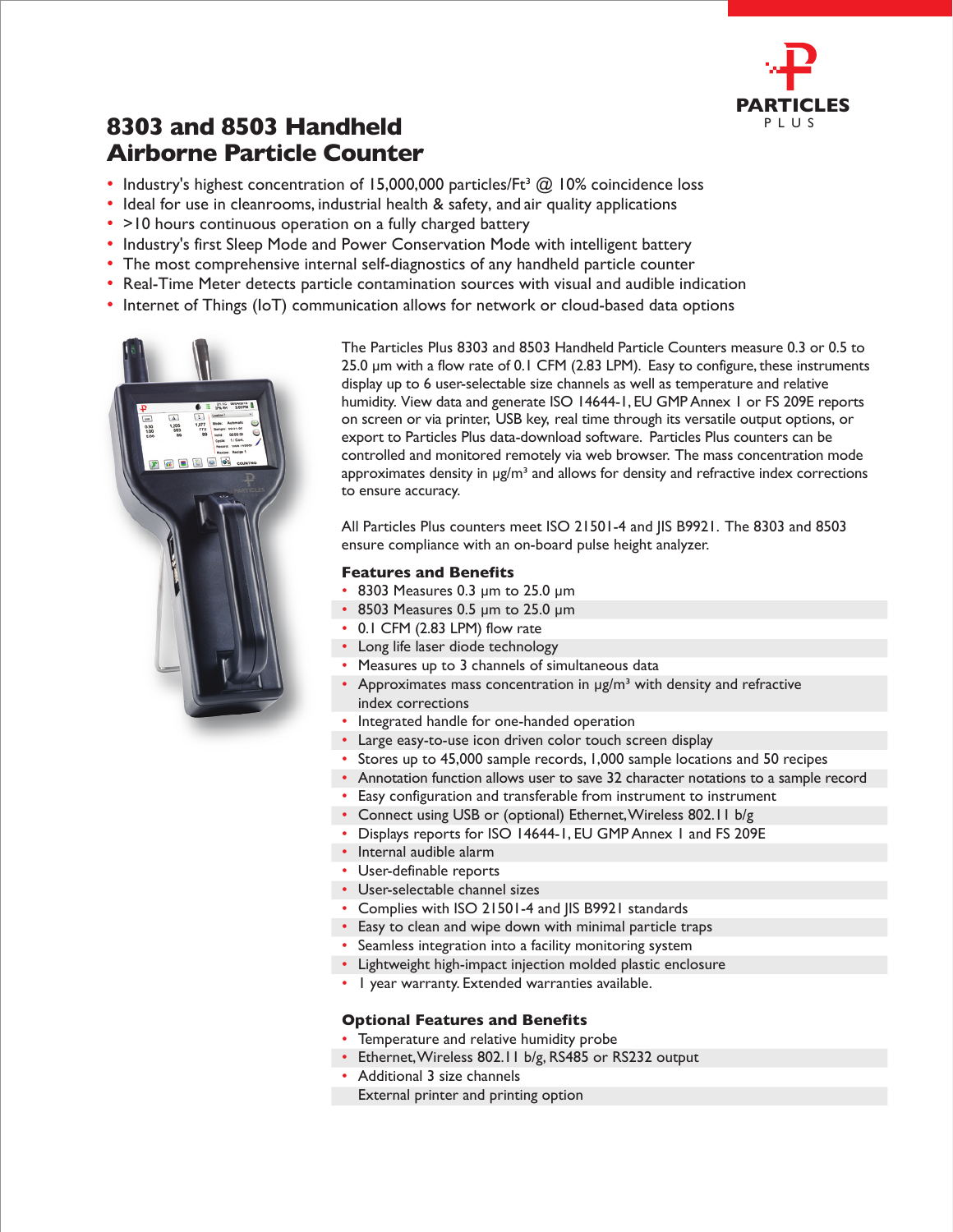# 8303 and 8503 Handheld Airborne Particle Counter

- Industry's highest concentration of 15,000,000 particles/Ft³ @ 10% coincidence loss
- Ideal for use in cleanrooms, industrial health & safety, and air quality applications
- >10 hours continuous operation on a fully charged battery
- Industry's first Sleep Mode and Power Conservation Mode with intelligent battery
- The most comprehensive internal self-diagnostics of any handheld particle counter
- Real-Time Meter detects particle contamination sources with visual and audible indication
- Internet of Things (IoT) communication allows for network or cloud-based data options

The Particles Plus 8303 and 8503 Handheld Particle Counters measure 0.3 or 0.5 to 25.0 µm with a flow rate of 0.1 CFM (2.83 LPM). Easy to configure, these instruments display up to 6 user-selectable size channels as well as temperature and relative humidity. View data and generate ISO 14644-1, EU GMP Annex 1 or FS 209E reports on screen or via printer, USB key, real time through its versatile output options, or export to Particles Plus data-download software. Particles Plus counters can be controlled and monitored remotely via web browser. The mass concentration mode approximates density in µg/m³ and allows for density and refractive index corrections to ensure accuracy.

All Particles Plus counters meet ISO 21501-4 and JIS B9921. The 8303 and 8503 ensure compliance with an on-board pulse height analyzer.

### Features and Benefits

- 8303 Measures 0.3 µm to 25.0 µm
- 8503 Measures 0.5 µm to 25.0 µm
- 0.1 CFM (2.83 LPM) flow rate
- Long life laser diode technology
- Measures up to 3 channels of simultaneous data
- Approximates mass concentration in µg/m³ with density and refractive index corrections
- Integrated handle for one-handed operation
- Large easy-to-use icon driven color touch screen display
- Stores up to 45,000 sample records, 1,000 sample locations and 50 recipes
- Annotation function allows user to save 32 character notations to a sample record
- Easy configuration and transferable from instrument to instrument
- Connect using USB or (optional) Ethernet, Wireless 802.11 b/g
- Displays reports for ISO 14644-1, EU GMP Annex 1 and FS 209E
- Internal audible alarm
- User-definable reports
- User-selectable channel sizes
- Complies with ISO 21501-4 and JIS B9921 standards
- Easy to clean and wipe down with minimal particle traps
- Seamless integration into a facility monitoring system
- Lightweight high-impact injection molded plastic enclosure
- 1 year warranty. Extended warranties available.

### Optional Features and Benefits

- Temperature and relative humidity probe
- Ethernet, Wireless 802.11 b/g, RS485 or RS232 output
- Additional 3 size channels

External printer and printing option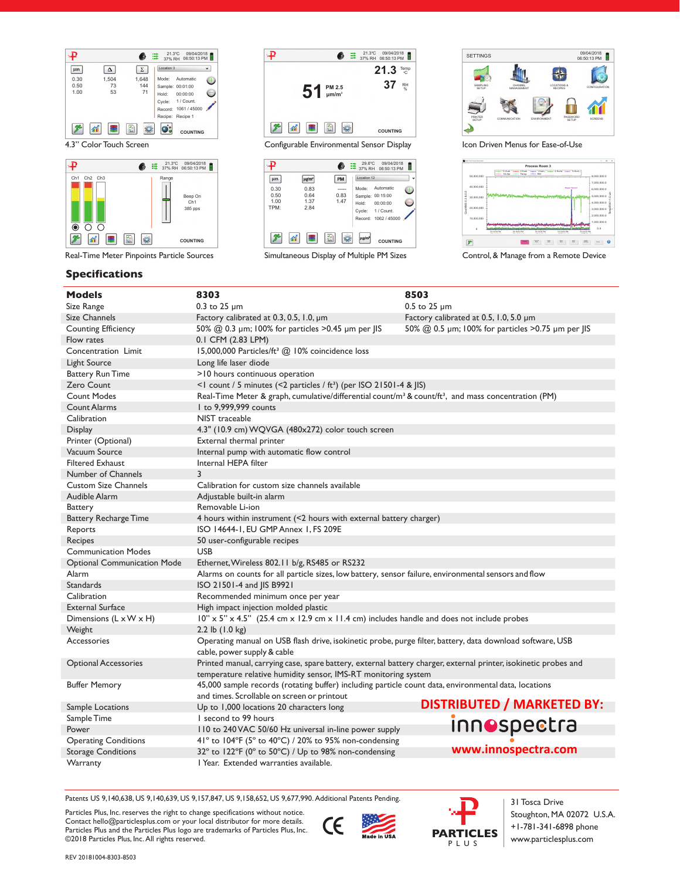4.3" Color Touch Screen

Configurable Environmental Sensor Display

Icon Driven Menus for Ease-of-Use

Real-Time Meter Pinpoints Particle Sources

Simultaneous Display of Multiple PM Sizes

Control, & Manage from a Remote Device

## Specifications

| **Models** | **8303** | **8503** |
|---|---|---|
| Size Range | 0.3 to 25 µm | 0.5 to 25 µm |
| Size Channels | Factory calibrated at 0.3, 0.5, 1.0, µm | Factory calibrated at 0.5, 1.0, 5.0 µm |
| Counting Efficiency | 50% @ 0.3 µm; 100% for particles >0.45 µm per JIS | 50% @ 0.5 µm; 100% for particles >0.75 µm per JIS |
| Flow rates | 0.1 CFM (2.83 LPM) | |
| Concentration Limit | 15,000,000 Particles/ft³ @ 10% coincidence loss | |
| Light Source | Long life laser diode | |
| Battery Run Time | >10 hours continuous operation | |
| Zero Count | <1 count / 5 minutes (<2 particles / ft³) (per ISO 21501-4 & JIS) | |
| Count Modes | Real-Time Meter & graph, cumulative/differential count/m³ & count/ft³, and mass concentration (PM) | |
| Count Alarms | 1 to 9,999,999 counts | |
| Calibration | NIST traceable | |
| Display | 4.3" (10.9 cm) WQVGA (480x272) color touch screen | |
| Printer (Optional) | External thermal printer | |
| Vacuum Source | Internal pump with automatic flow control | |
| Filtered Exhaust | Internal HEPA filter | |
| Number of Channels | 3 | |
| Custom Size Channels | Calibration for custom size channels available | |
| Audible Alarm | Adjustable built-in alarm | |
| Battery | Removable Li-ion | |
| Battery Recharge Time | 4 hours within instrument (<2 hours with external battery charger) | |
| Reports | ISO 14644-1, EU GMP Annex 1, FS 209E | |
| Recipes | 50 user-configurable recipes | |
| Communication Modes | USB | |
| Optional Communication Mode | Ethernet, Wireless 802.11 b/g, RS485 or RS232 | |
| Alarm | Alarms on counts for all particle sizes, low battery, sensor failure, environmental sensors and flow | |
| Standards | ISO 21501-4 and JIS B9921 | |
| Calibration | Recommended minimum once per year | |
| External Surface | High impact injection molded plastic | |
| Dimensions (L x W x H) | 10" x 5" x 4.5" (25.4 cm x 12.9 cm x 11.4 cm) includes handle and does not include probes | |
| Weight | 2.2 lb (1.0 kg) | |
| Accessories | Operating manual on USB flash drive, isokinetic probe, purge filter, battery, data download software, USB cable, power supply & cable | |
| Optional Accessories | Printed manual, carrying case, spare battery, external battery charger, external printer, isokinetic probes and temperature relative humidity sensor, IMS-RT monitoring system | |
| Buffer Memory | 45,000 sample records (rotating buffer) including particle count data, environmental data, locations and times. Scrollable on screen or printout | |
| Sample Locations | Up to 1,000 locations 20 characters long | |
| Sample Time | 1 second to 99 hours | |
| Power | 110 to 240 VAC 50/60 Hz universal in-line power supply | |
| Operating Conditions | 41° to 104°F (5° to 40°C) / 20% to 95% non-condensing | |
| Storage Conditions | 32° to 122°F (0° to 50°C) / Up to 98% non-condensing | |
| Warranty | 1 Year. Extended warranties available. | |

**DISTRIBUTED / MARKETED BY:**

innospectra

**www.innospectra.com**

Patents US 9,140,638, US 9,140,639, US 9,157,847, US 9,158,652, US 9,677,990. Additional Patents Pending.

Particles Plus, Inc. reserves the right to change specifications without notice.
Contact hello@particlesplus.com or your local distributor for more details.
Particles Plus and the Particles Plus logo are trademarks of Particles Plus, Inc.
©2018 Particles Plus, Inc. All rights reserved.

Made in USA

PARTICLES PLUS

31 Tosca Drive
Stoughton, MA 02072 U.S.A.
+1-781-341-6898 phone
www.particlesplus.com

REV 20181004-8303-8503